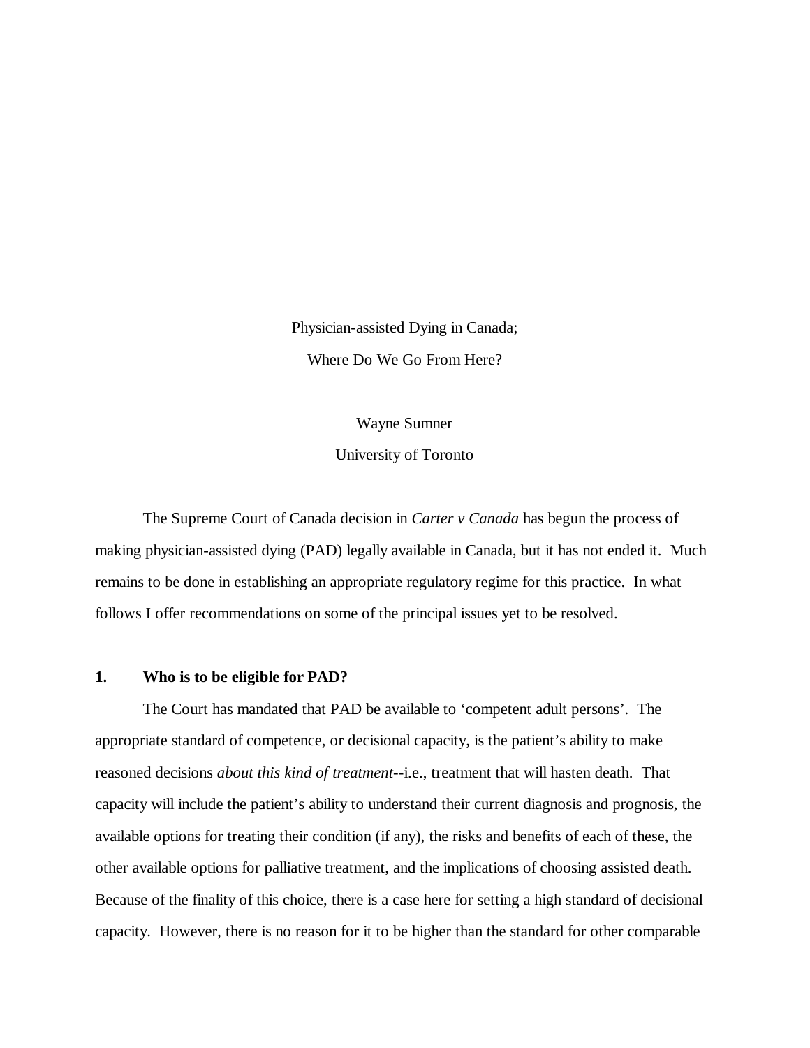# Physician-assisted Dying in Canada;
# Where Do We Go From Here?

Wayne Sumner

University of Toronto

The Supreme Court of Canada decision in *Carter v Canada* has begun the process of making physician-assisted dying (PAD) legally available in Canada, but it has not ended it. Much remains to be done in establishing an appropriate regulatory regime for this practice. In what follows I offer recommendations on some of the principal issues yet to be resolved.

## 1. Who is to be eligible for PAD?

The Court has mandated that PAD be available to 'competent adult persons'. The appropriate standard of competence, or decisional capacity, is the patient's ability to make reasoned decisions *about this kind of treatment*--i.e., treatment that will hasten death. That capacity will include the patient's ability to understand their current diagnosis and prognosis, the available options for treating their condition (if any), the risks and benefits of each of these, the other available options for palliative treatment, and the implications of choosing assisted death. Because of the finality of this choice, there is a case here for setting a high standard of decisional capacity. However, there is no reason for it to be higher than the standard for other comparable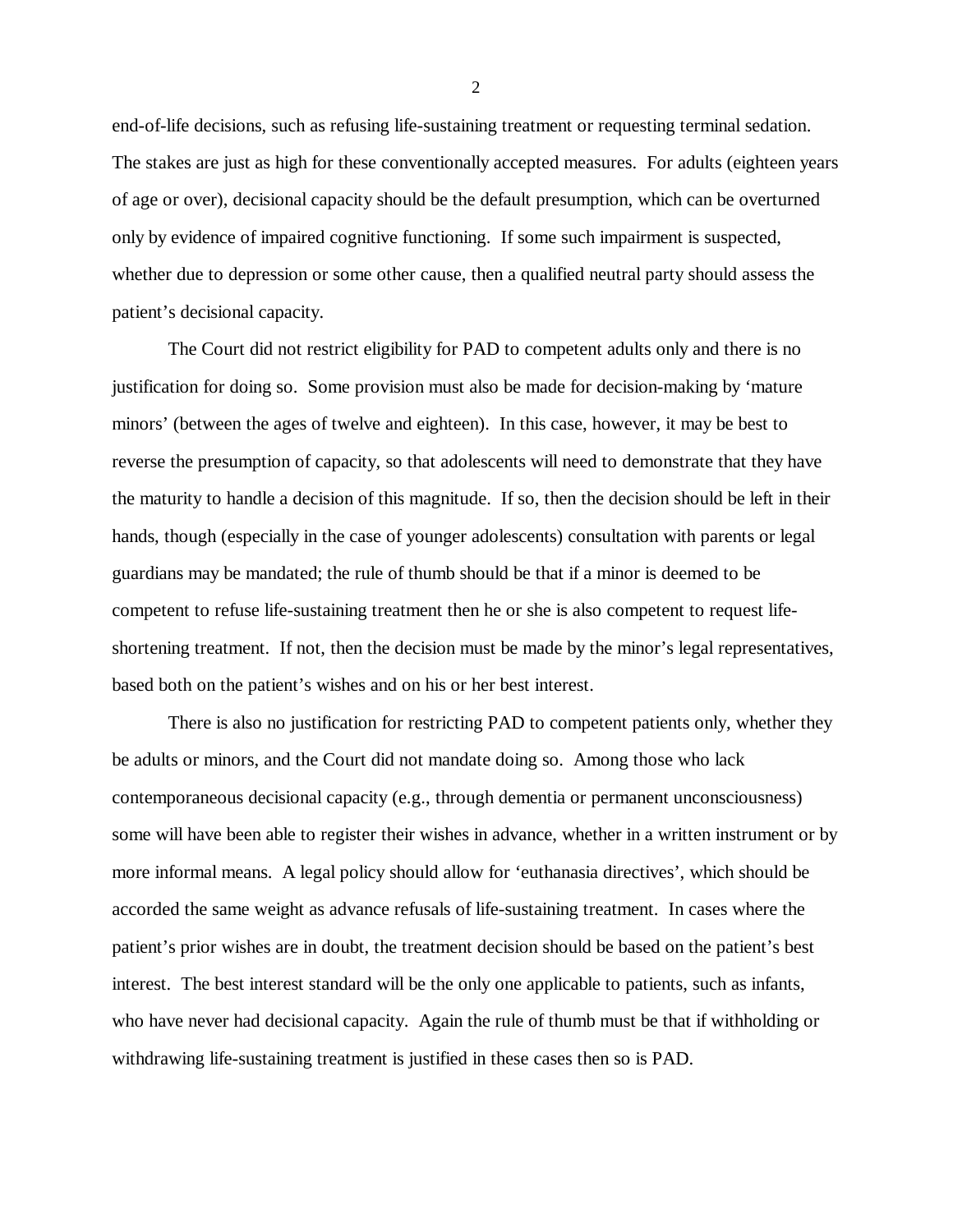end-of-life decisions, such as refusing life-sustaining treatment or requesting terminal sedation. The stakes are just as high for these conventionally accepted measures. For adults (eighteen years of age or over), decisional capacity should be the default presumption, which can be overturned only by evidence of impaired cognitive functioning. If some such impairment is suspected, whether due to depression or some other cause, then a qualified neutral party should assess the patient's decisional capacity.

The Court did not restrict eligibility for PAD to competent adults only and there is no justification for doing so. Some provision must also be made for decision-making by 'mature minors' (between the ages of twelve and eighteen). In this case, however, it may be best to reverse the presumption of capacity, so that adolescents will need to demonstrate that they have the maturity to handle a decision of this magnitude. If so, then the decision should be left in their hands, though (especially in the case of younger adolescents) consultation with parents or legal guardians may be mandated; the rule of thumb should be that if a minor is deemed to be competent to refuse life-sustaining treatment then he or she is also competent to request life-shortening treatment. If not, then the decision must be made by the minor's legal representatives, based both on the patient's wishes and on his or her best interest.

There is also no justification for restricting PAD to competent patients only, whether they be adults or minors, and the Court did not mandate doing so. Among those who lack contemporaneous decisional capacity (e.g., through dementia or permanent unconsciousness) some will have been able to register their wishes in advance, whether in a written instrument or by more informal means. A legal policy should allow for 'euthanasia directives', which should be accorded the same weight as advance refusals of life-sustaining treatment. In cases where the patient's prior wishes are in doubt, the treatment decision should be based on the patient's best interest. The best interest standard will be the only one applicable to patients, such as infants, who have never had decisional capacity. Again the rule of thumb must be that if withholding or withdrawing life-sustaining treatment is justified in these cases then so is PAD.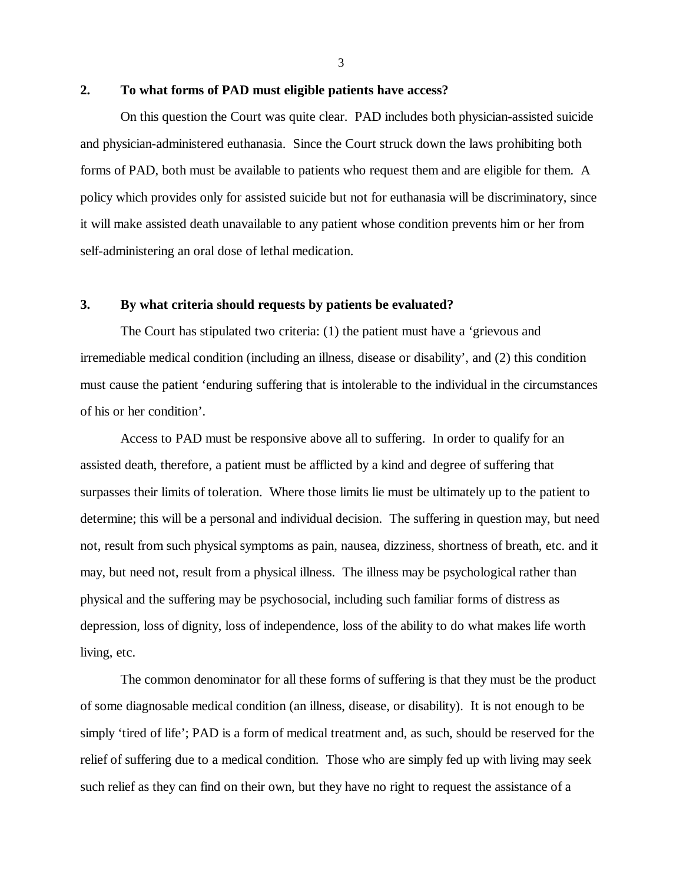## 2. To what forms of PAD must eligible patients have access?

On this question the Court was quite clear. PAD includes both physician-assisted suicide and physician-administered euthanasia. Since the Court struck down the laws prohibiting both forms of PAD, both must be available to patients who request them and are eligible for them. A policy which provides only for assisted suicide but not for euthanasia will be discriminatory, since it will make assisted death unavailable to any patient whose condition prevents him or her from self-administering an oral dose of lethal medication.

## 3. By what criteria should requests by patients be evaluated?

The Court has stipulated two criteria: (1) the patient must have a 'grievous and irremediable medical condition (including an illness, disease or disability', and (2) this condition must cause the patient 'enduring suffering that is intolerable to the individual in the circumstances of his or her condition'.

Access to PAD must be responsive above all to suffering. In order to qualify for an assisted death, therefore, a patient must be afflicted by a kind and degree of suffering that surpasses their limits of toleration. Where those limits lie must be ultimately up to the patient to determine; this will be a personal and individual decision. The suffering in question may, but need not, result from such physical symptoms as pain, nausea, dizziness, shortness of breath, etc. and it may, but need not, result from a physical illness. The illness may be psychological rather than physical and the suffering may be psychosocial, including such familiar forms of distress as depression, loss of dignity, loss of independence, loss of the ability to do what makes life worth living, etc.

The common denominator for all these forms of suffering is that they must be the product of some diagnosable medical condition (an illness, disease, or disability). It is not enough to be simply 'tired of life'; PAD is a form of medical treatment and, as such, should be reserved for the relief of suffering due to a medical condition. Those who are simply fed up with living may seek such relief as they can find on their own, but they have no right to request the assistance of a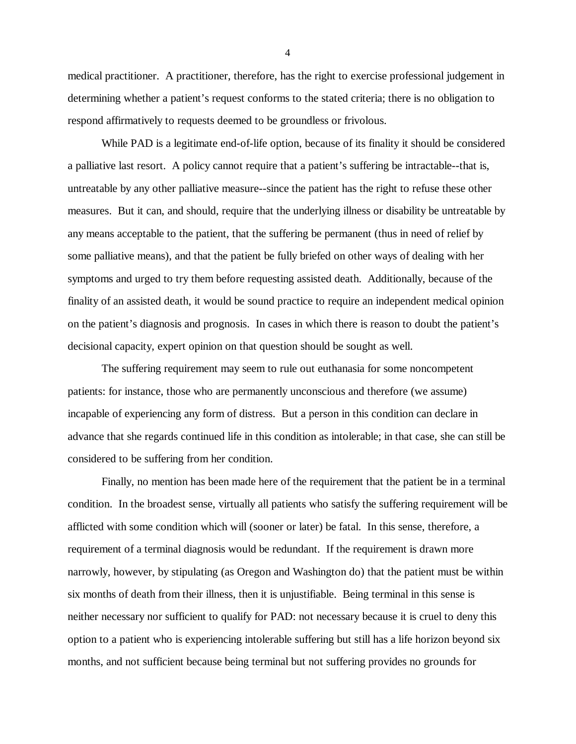medical practitioner. A practitioner, therefore, has the right to exercise professional judgement in determining whether a patient's request conforms to the stated criteria; there is no obligation to respond affirmatively to requests deemed to be groundless or frivolous.

While PAD is a legitimate end-of-life option, because of its finality it should be considered a palliative last resort. A policy cannot require that a patient's suffering be intractable--that is, untreatable by any other palliative measure--since the patient has the right to refuse these other measures. But it can, and should, require that the underlying illness or disability be untreatable by any means acceptable to the patient, that the suffering be permanent (thus in need of relief by some palliative means), and that the patient be fully briefed on other ways of dealing with her symptoms and urged to try them before requesting assisted death. Additionally, because of the finality of an assisted death, it would be sound practice to require an independent medical opinion on the patient's diagnosis and prognosis. In cases in which there is reason to doubt the patient's decisional capacity, expert opinion on that question should be sought as well.

The suffering requirement may seem to rule out euthanasia for some noncompetent patients: for instance, those who are permanently unconscious and therefore (we assume) incapable of experiencing any form of distress. But a person in this condition can declare in advance that she regards continued life in this condition as intolerable; in that case, she can still be considered to be suffering from her condition.

Finally, no mention has been made here of the requirement that the patient be in a terminal condition. In the broadest sense, virtually all patients who satisfy the suffering requirement will be afflicted with some condition which will (sooner or later) be fatal. In this sense, therefore, a requirement of a terminal diagnosis would be redundant. If the requirement is drawn more narrowly, however, by stipulating (as Oregon and Washington do) that the patient must be within six months of death from their illness, then it is unjustifiable. Being terminal in this sense is neither necessary nor sufficient to qualify for PAD: not necessary because it is cruel to deny this option to a patient who is experiencing intolerable suffering but still has a life horizon beyond six months, and not sufficient because being terminal but not suffering provides no grounds for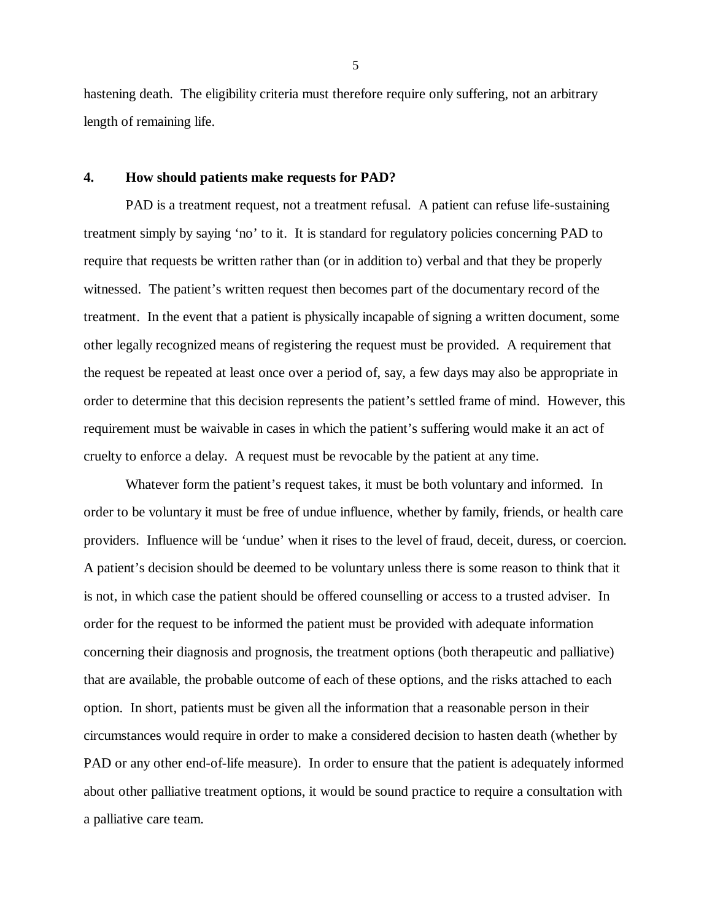hastening death. The eligibility criteria must therefore require only suffering, not an arbitrary length of remaining life.

**4. How should patients make requests for PAD?**

PAD is a treatment request, not a treatment refusal. A patient can refuse life-sustaining treatment simply by saying 'no' to it. It is standard for regulatory policies concerning PAD to require that requests be written rather than (or in addition to) verbal and that they be properly witnessed. The patient's written request then becomes part of the documentary record of the treatment. In the event that a patient is physically incapable of signing a written document, some other legally recognized means of registering the request must be provided. A requirement that the request be repeated at least once over a period of, say, a few days may also be appropriate in order to determine that this decision represents the patient's settled frame of mind. However, this requirement must be waivable in cases in which the patient's suffering would make it an act of cruelty to enforce a delay. A request must be revocable by the patient at any time.

Whatever form the patient's request takes, it must be both voluntary and informed. In order to be voluntary it must be free of undue influence, whether by family, friends, or health care providers. Influence will be 'undue' when it rises to the level of fraud, deceit, duress, or coercion. A patient's decision should be deemed to be voluntary unless there is some reason to think that it is not, in which case the patient should be offered counselling or access to a trusted adviser. In order for the request to be informed the patient must be provided with adequate information concerning their diagnosis and prognosis, the treatment options (both therapeutic and palliative) that are available, the probable outcome of each of these options, and the risks attached to each option. In short, patients must be given all the information that a reasonable person in their circumstances would require in order to make a considered decision to hasten death (whether by PAD or any other end-of-life measure). In order to ensure that the patient is adequately informed about other palliative treatment options, it would be sound practice to require a consultation with a palliative care team.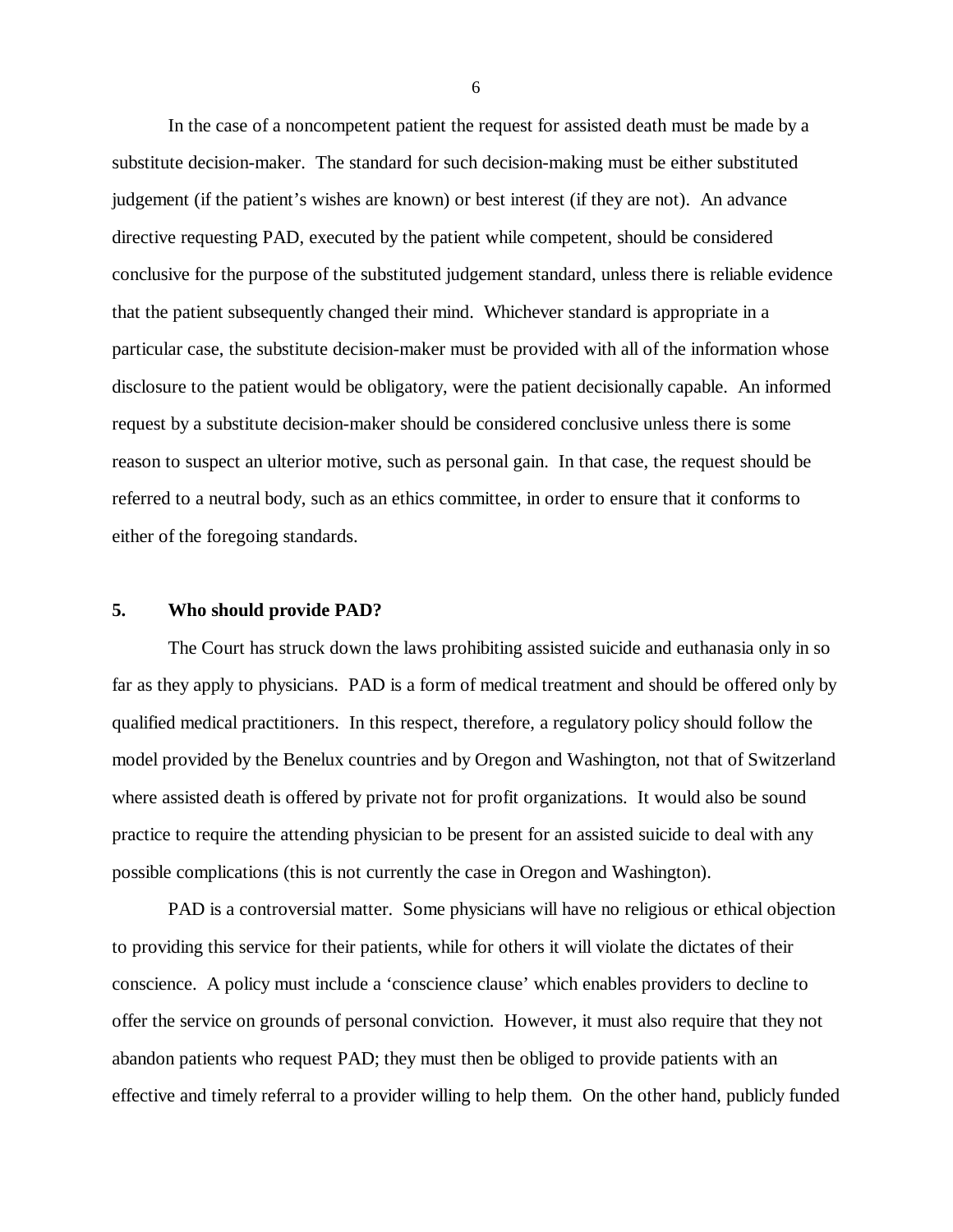In the case of a noncompetent patient the request for assisted death must be made by a substitute decision-maker. The standard for such decision-making must be either substituted judgement (if the patient's wishes are known) or best interest (if they are not). An advance directive requesting PAD, executed by the patient while competent, should be considered conclusive for the purpose of the substituted judgement standard, unless there is reliable evidence that the patient subsequently changed their mind. Whichever standard is appropriate in a particular case, the substitute decision-maker must be provided with all of the information whose disclosure to the patient would be obligatory, were the patient decisionally capable. An informed request by a substitute decision-maker should be considered conclusive unless there is some reason to suspect an ulterior motive, such as personal gain. In that case, the request should be referred to a neutral body, such as an ethics committee, in order to ensure that it conforms to either of the foregoing standards.

## 5. Who should provide PAD?

The Court has struck down the laws prohibiting assisted suicide and euthanasia only in so far as they apply to physicians. PAD is a form of medical treatment and should be offered only by qualified medical practitioners. In this respect, therefore, a regulatory policy should follow the model provided by the Benelux countries and by Oregon and Washington, not that of Switzerland where assisted death is offered by private not for profit organizations. It would also be sound practice to require the attending physician to be present for an assisted suicide to deal with any possible complications (this is not currently the case in Oregon and Washington).

PAD is a controversial matter. Some physicians will have no religious or ethical objection to providing this service for their patients, while for others it will violate the dictates of their conscience. A policy must include a 'conscience clause' which enables providers to decline to offer the service on grounds of personal conviction. However, it must also require that they not abandon patients who request PAD; they must then be obliged to provide patients with an effective and timely referral to a provider willing to help them. On the other hand, publicly funded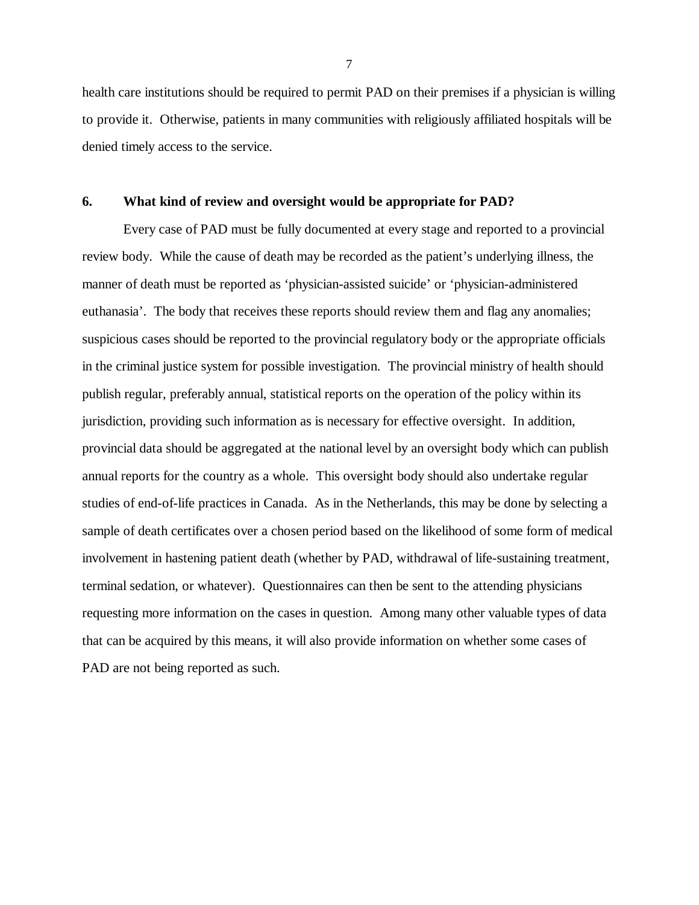health care institutions should be required to permit PAD on their premises if a physician is willing to provide it. Otherwise, patients in many communities with religiously affiliated hospitals will be denied timely access to the service.

### 6. What kind of review and oversight would be appropriate for PAD?

Every case of PAD must be fully documented at every stage and reported to a provincial review body. While the cause of death may be recorded as the patient's underlying illness, the manner of death must be reported as 'physician-assisted suicide' or 'physician-administered euthanasia'. The body that receives these reports should review them and flag any anomalies; suspicious cases should be reported to the provincial regulatory body or the appropriate officials in the criminal justice system for possible investigation. The provincial ministry of health should publish regular, preferably annual, statistical reports on the operation of the policy within its jurisdiction, providing such information as is necessary for effective oversight. In addition, provincial data should be aggregated at the national level by an oversight body which can publish annual reports for the country as a whole. This oversight body should also undertake regular studies of end-of-life practices in Canada. As in the Netherlands, this may be done by selecting a sample of death certificates over a chosen period based on the likelihood of some form of medical involvement in hastening patient death (whether by PAD, withdrawal of life-sustaining treatment, terminal sedation, or whatever). Questionnaires can then be sent to the attending physicians requesting more information on the cases in question. Among many other valuable types of data that can be acquired by this means, it will also provide information on whether some cases of PAD are not being reported as such.